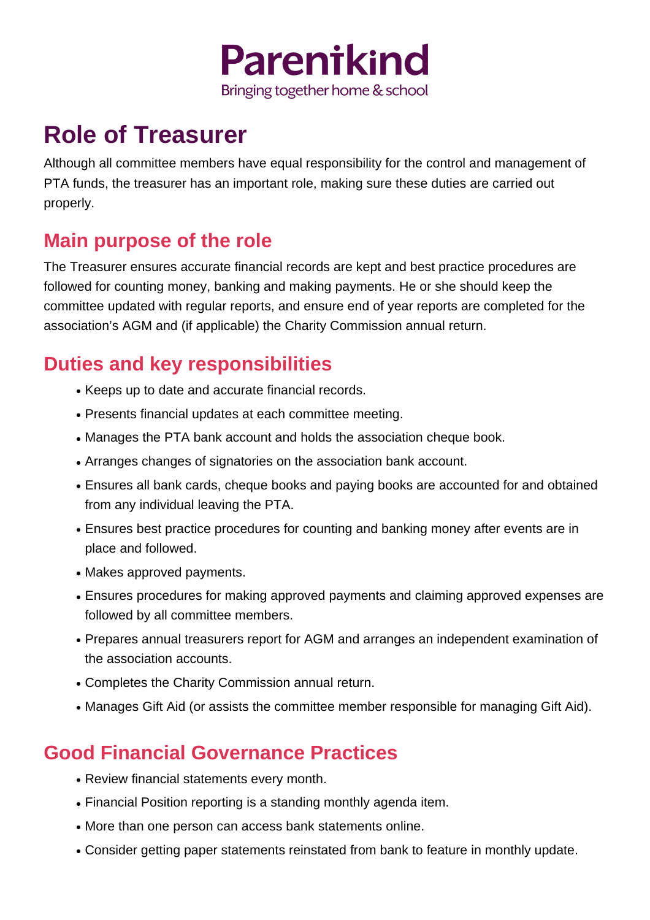Parentkind

Bringing together home & school

# Role of Treasurer

Although all committee members have equal responsibility for the control and management of PTA funds, the treasurer has an important role, making sure these duties are carried out properly.

## Main purpose of the role

The Treasurer ensures accurate financial records are kept and best practice procedures are followed for counting money, banking and making payments. He or she should keep the committee updated with regular reports, and ensure end of year reports are completed for the association's AGM and (if applicable) the Charity Commission annual return.

## Duties and key responsibilities

- Keeps up to date and accurate financial records.
- Presents financial updates at each committee meeting.
- Manages the PTA bank account and holds the association cheque book.
- Arranges changes of signatories on the association bank account.
- Ensures all bank cards, cheque books and paying books are accounted for and obtained from any individual leaving the PTA.
- Ensures best practice procedures for counting and banking money after events are in place and followed.
- Makes approved payments.
- Ensures procedures for making approved payments and claiming approved expenses are followed by all committee members.
- Prepares annual treasurers report for AGM and arranges an independent examination of the association accounts.
- Completes the Charity Commission annual return.
- Manages Gift Aid (or assists the committee member responsible for managing Gift Aid).

## Good Financial Governance Practices

- Review financial statements every month.
- Financial Position reporting is a standing monthly agenda item.
- More than one person can access bank statements online.
- Consider getting paper statements reinstated from bank to feature in monthly update.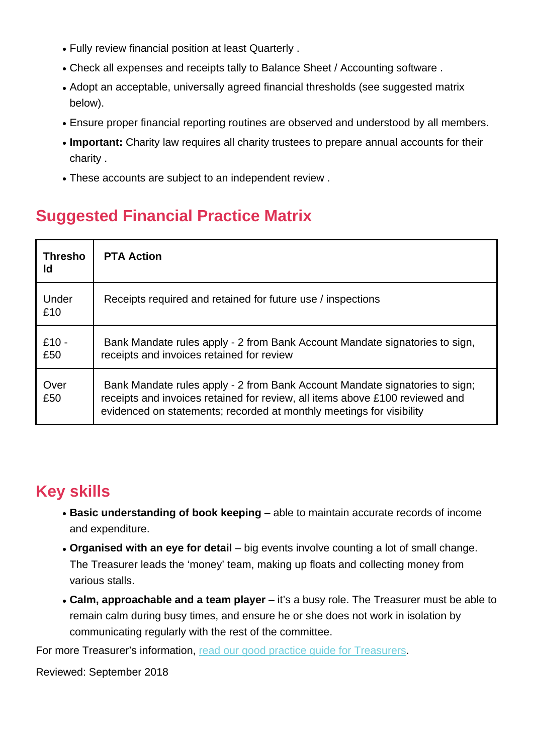- Fully review financial position at least Quarterly .
- Check all expenses and receipts tally to Balance Sheet / Accounting software .
- Adopt an acceptable, universally agreed financial thresholds (see suggested matrix below).
- Ensure proper financial reporting routines are observed and understood by all members.
- **Important:** Charity law requires all charity trustees to prepare annual accounts for their charity .
- These accounts are subject to an independent review .

## Suggested Financial Practice Matrix

| Threshold | PTA Action |
|---|---|
| Under £10 | Receipts required and retained for future use / inspections |
| £10 - £50 | Bank Mandate rules apply - 2 from Bank Account Mandate signatories to sign, receipts and invoices retained for review |
| Over £50 | Bank Mandate rules apply - 2 from Bank Account Mandate signatories to sign; receipts and invoices retained for review, all items above £100 reviewed and evidenced on statements; recorded at monthly meetings for visibility |

## Key skills

- **Basic understanding of book keeping** – able to maintain accurate records of income and expenditure.
- **Organised with an eye for detail** – big events involve counting a lot of small change. The Treasurer leads the 'money' team, making up floats and collecting money from various stalls.
- **Calm, approachable and a team player** – it's a busy role. The Treasurer must be able to remain calm during busy times, and ensure he or she does not work in isolation by communicating regularly with the rest of the committee.

For more Treasurer's information, read our good practice guide for Treasurers.

Reviewed: September 2018